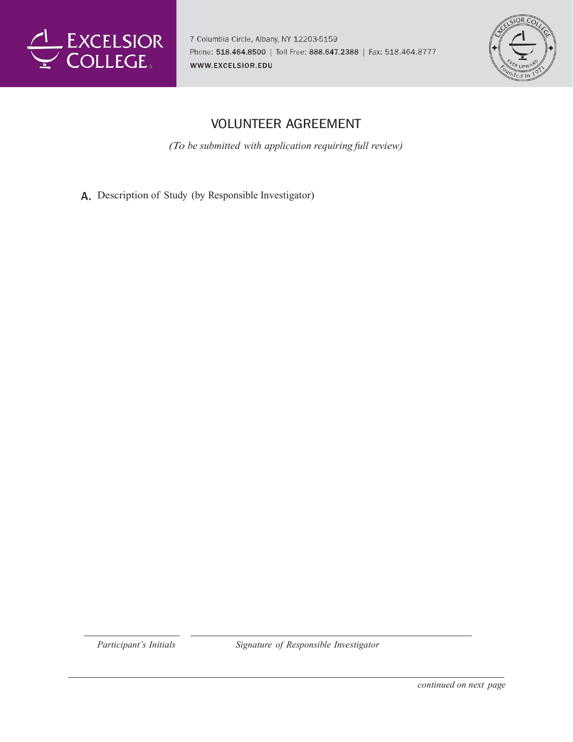EXCELSIOR COLLEGE

7 Columbia Circle, Albany, NY 12203-5159
Phone: 518.464.8500 | Toll Free: 888.647.2388 | Fax: 518.464.8777
WWW.EXCELSIOR.EDU

# VOLUNTEER AGREEMENT

*(To be submitted with application requiring full review)*

**A.** Description of Study (by Responsible Investigator)

| ___________________ | ______________________________________ |
|---|---|
| *Participant's Initials* | *Signature of Responsible Investigator* |

*continued on next page*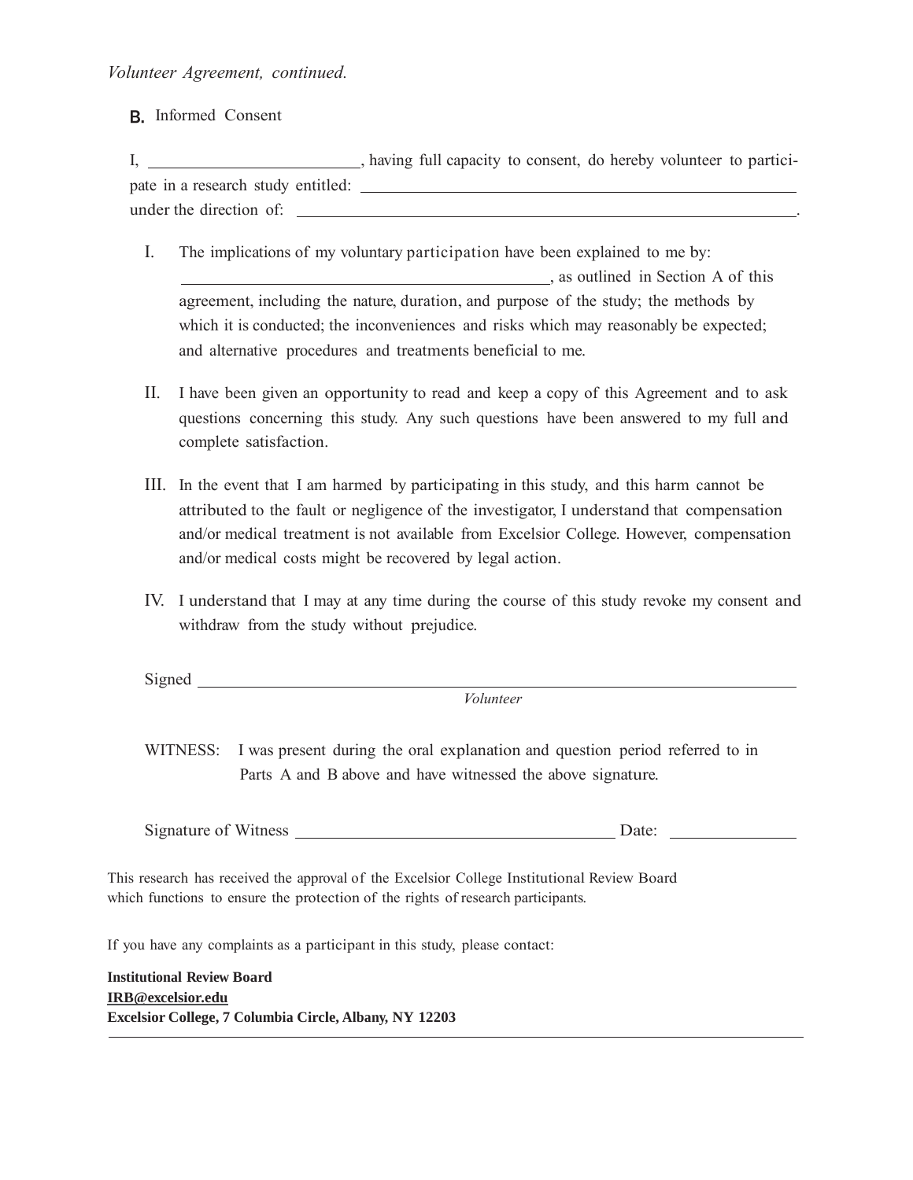*Volunteer Agreement, continued.*

**B.** Informed Consent

I, \_\_\_\_\_\_\_\_\_\_\_\_\_\_\_\_\_\_\_\_\_\_\_\_\_\_, having full capacity to consent, do hereby volunteer to participate in a research study entitled: \_\_\_\_\_\_\_\_\_\_\_\_\_\_\_\_\_\_\_\_\_\_\_\_\_\_\_\_\_\_\_\_\_\_\_\_\_\_\_\_\_\_\_\_\_\_\_\_\_\_\_\_
under the direction of: \_\_\_\_\_\_\_\_\_\_\_\_\_\_\_\_\_\_\_\_\_\_\_\_\_\_\_\_\_\_\_\_\_\_\_\_\_\_\_\_\_\_\_\_\_\_\_\_\_\_\_\_\_\_\_\_\_\_\_\_.

I. The implications of my voluntary participation have been explained to me by: \_\_\_\_\_\_\_\_\_\_\_\_\_\_\_\_\_\_\_\_\_\_\_\_\_\_\_\_\_\_\_\_\_\_\_\_\_\_\_\_\_\_\_\_, as outlined in Section A of this agreement, including the nature, duration, and purpose of the study; the methods by which it is conducted; the inconveniences and risks which may reasonably be expected; and alternative procedures and treatments beneficial to me.

II. I have been given an opportunity to read and keep a copy of this Agreement and to ask questions concerning this study. Any such questions have been answered to my full and complete satisfaction.

III. In the event that I am harmed by participating in this study, and this harm cannot be attributed to the fault or negligence of the investigator, I understand that compensation and/or medical treatment is not available from Excelsior College. However, compensation and/or medical costs might be recovered by legal action.

IV. I understand that I may at any time during the course of this study revoke my consent and withdraw from the study without prejudice.

Signed \_\_\_\_\_\_\_\_\_\_\_\_\_\_\_\_\_\_\_\_\_\_\_\_\_\_\_\_\_\_\_\_\_\_\_\_\_\_\_\_\_\_\_\_\_\_\_\_\_\_\_\_\_\_\_\_\_\_\_\_\_\_\_\_\_\_\_\_
*Volunteer*

WITNESS: I was present during the oral explanation and question period referred to in Parts A and B above and have witnessed the above signature.

Signature of Witness \_\_\_\_\_\_\_\_\_\_\_\_\_\_\_\_\_\_\_\_\_\_\_\_\_\_\_\_\_\_\_\_\_\_\_\_\_\_\_\_ Date: \_\_\_\_\_\_\_\_\_\_\_\_\_\_\_

This research has received the approval of the Excelsior College Institutional Review Board which functions to ensure the protection of the rights of research participants.

If you have any complaints as a participant in this study, please contact:

**Institutional Review Board**
**IRB@excelsior.edu**
**Excelsior College, 7 Columbia Circle, Albany, NY 12203**